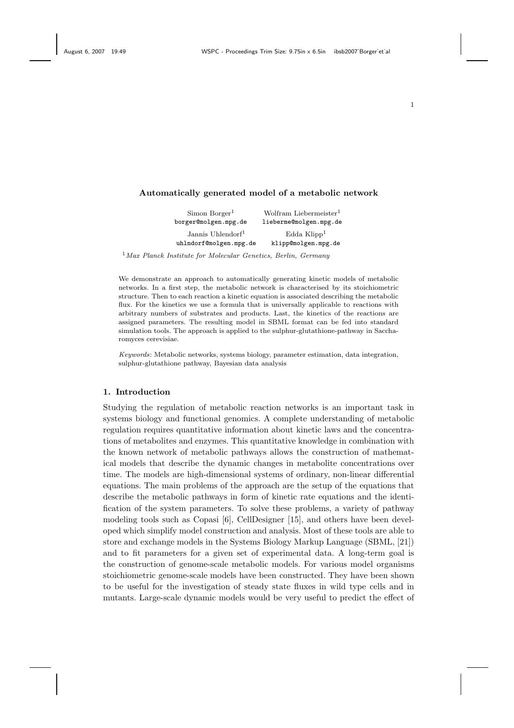# Automatically generated model of a metabolic network

Simon Borger[1]
borger@molgen.mpg.de

Wolfram Liebermeister[1]
lieberme@molgen.mpg.de

Jannis Uhlendorf[1]
uhlndorf@molgen.mpg.de

Edda Klipp[1]
klipp@molgen.mpg.de

[1] *Max Planck Institute for Molecular Genetics, Berlin, Germany*

We demonstrate an approach to automatically generating kinetic models of metabolic networks. In a first step, the metabolic network is characterised by its stoichiometric structure. Then to each reaction a kinetic equation is associated describing the metabolic flux. For the kinetics we use a formula that is universally applicable to reactions with arbitrary numbers of substrates and products. Last, the kinetics of the reactions are assigned parameters. The resulting model in SBML format can be fed into standard simulation tools. The approach is applied to the sulphur-glutathione-pathway in Saccharomyces cerevisiae.

*Keywords*: Metabolic networks, systems biology, parameter estimation, data integration, sulphur-glutathione pathway, Bayesian data analysis

## 1. Introduction

Studying the regulation of metabolic reaction networks is an important task in systems biology and functional genomics. A complete understanding of metabolic regulation requires quantitative information about kinetic laws and the concentrations of metabolites and enzymes. This quantitative knowledge in combination with the known network of metabolic pathways allows the construction of mathematical models that describe the dynamic changes in metabolite concentrations over time. The models are high-dimensional systems of ordinary, non-linear differential equations. The main problems of the approach are the setup of the equations that describe the metabolic pathways in form of kinetic rate equations and the identification of the system parameters. To solve these problems, a variety of pathway modeling tools such as Copasi [6], CellDesigner [15], and others have been developed which simplify model construction and analysis. Most of these tools are able to store and exchange models in the Systems Biology Markup Language (SBML, [21]) and to fit parameters for a given set of experimental data. A long-term goal is the construction of genome-scale metabolic models. For various model organisms stoichiometric genome-scale models have been constructed. They have been shown to be useful for the investigation of steady state fluxes in wild type cells and in mutants. Large-scale dynamic models would be very useful to predict the effect of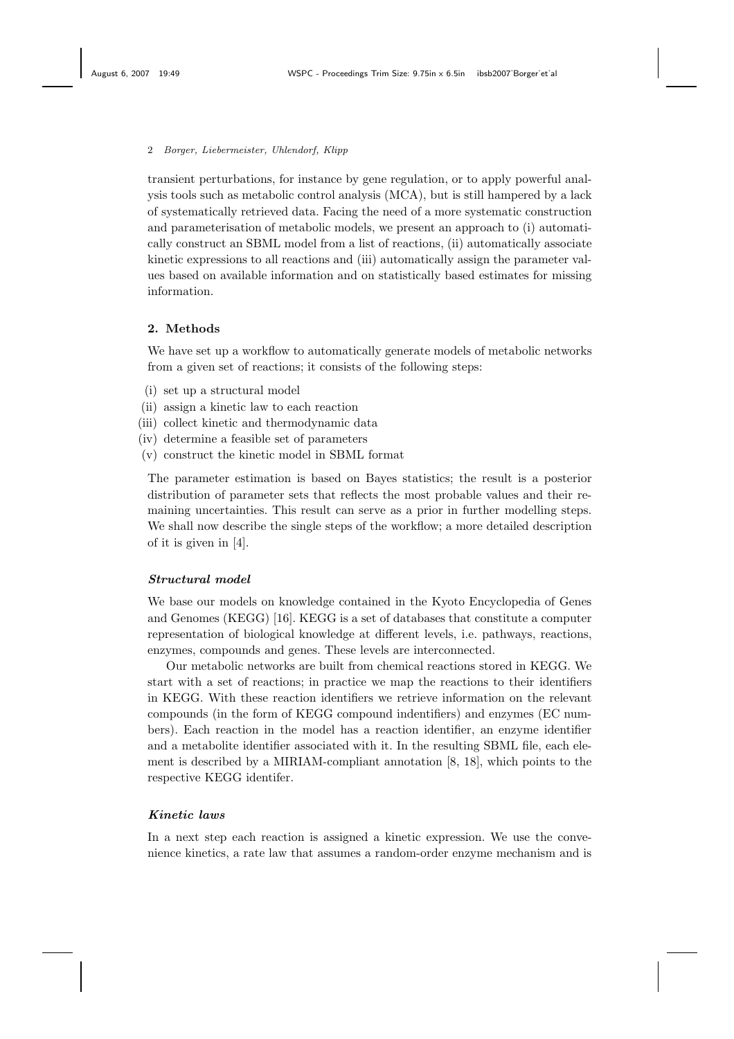transient perturbations, for instance by gene regulation, or to apply powerful analysis tools such as metabolic control analysis (MCA), but is still hampered by a lack of systematically retrieved data. Facing the need of a more systematic construction and parameterisation of metabolic models, we present an approach to (i) automatically construct an SBML model from a list of reactions, (ii) automatically associate kinetic expressions to all reactions and (iii) automatically assign the parameter values based on available information and on statistically based estimates for missing information.

## 2. Methods

We have set up a workflow to automatically generate models of metabolic networks from a given set of reactions; it consists of the following steps:

(i) set up a structural model
(ii) assign a kinetic law to each reaction
(iii) collect kinetic and thermodynamic data
(iv) determine a feasible set of parameters
(v) construct the kinetic model in SBML format

The parameter estimation is based on Bayes statistics; the result is a posterior distribution of parameter sets that reflects the most probable values and their remaining uncertainties. This result can serve as a prior in further modelling steps. We shall now describe the single steps of the workflow; a more detailed description of it is given in [4].

### *Structural model*

We base our models on knowledge contained in the Kyoto Encyclopedia of Genes and Genomes (KEGG) [16]. KEGG is a set of databases that constitute a computer representation of biological knowledge at different levels, i.e. pathways, reactions, enzymes, compounds and genes. These levels are interconnected.

Our metabolic networks are built from chemical reactions stored in KEGG. We start with a set of reactions; in practice we map the reactions to their identifiers in KEGG. With these reaction identifiers we retrieve information on the relevant compounds (in the form of KEGG compound indentifiers) and enzymes (EC numbers). Each reaction in the model has a reaction identifier, an enzyme identifier and a metabolite identifier associated with it. In the resulting SBML file, each element is described by a MIRIAM-compliant annotation [8, 18], which points to the respective KEGG identifer.

### *Kinetic laws*

In a next step each reaction is assigned a kinetic expression. We use the convenience kinetics, a rate law that assumes a random-order enzyme mechanism and is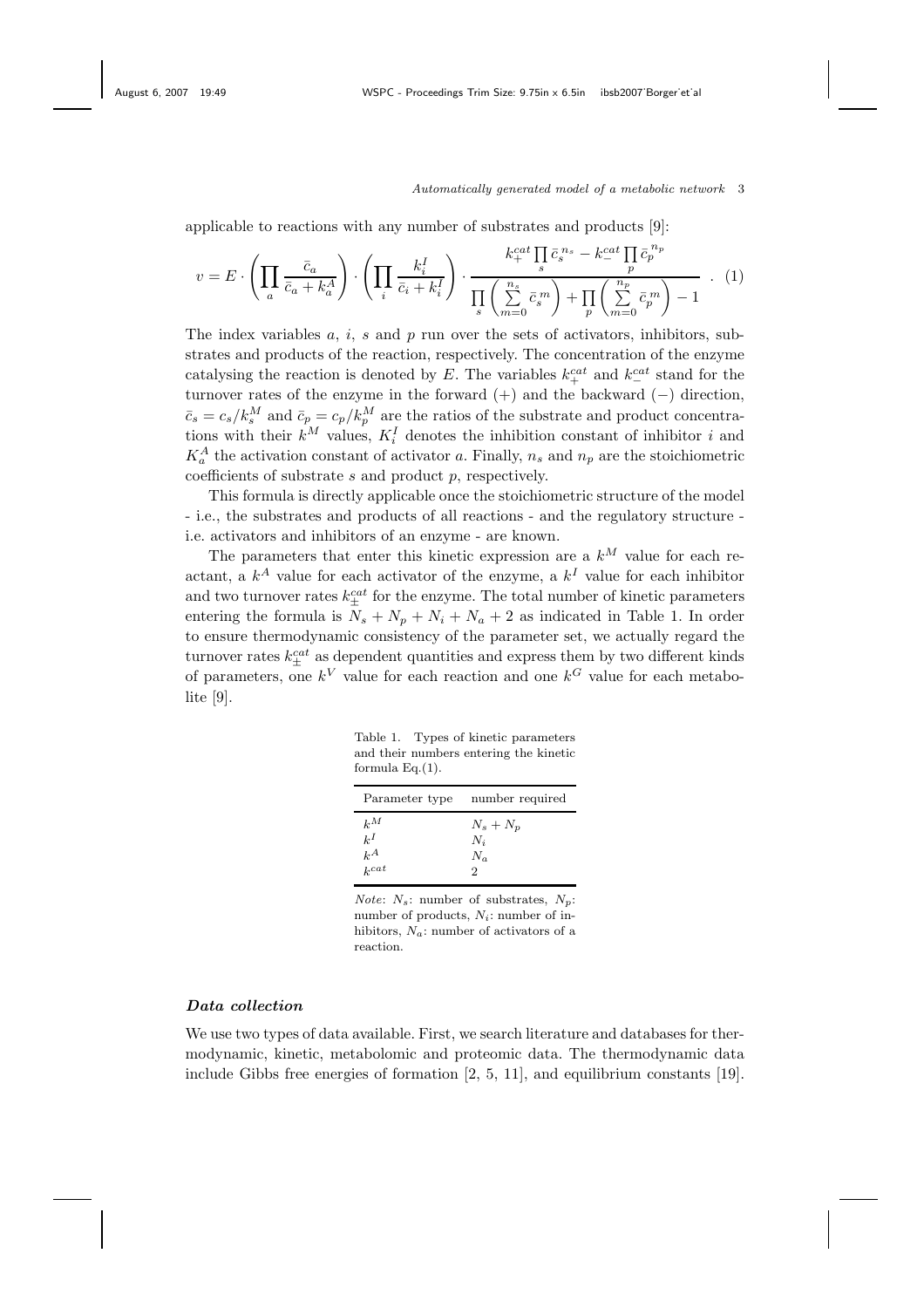applicable to reactions with any number of substrates and products [9]:

$$v = E \cdot \left( \prod_a \frac{\bar{c}_a}{\bar{c}_a + k_a^A} \right) \cdot \left( \prod_i \frac{k_i^I}{\bar{c}_i + k_i^I} \right) \cdot \frac{k_+^{cat} \prod_s \bar{c}_s^{\,n_s} - k_-^{cat} \prod_p \bar{c}_p^{\,n_p}}{\prod_s \left( \sum_{m=0}^{n_s} \bar{c}_s^{\,m} \right) + \prod_p \left( \sum_{m=0}^{n_p} \bar{c}_p^{\,m} \right) - 1} \quad . \quad (1)$$

The index variables $a$, $i$, $s$ and $p$ run over the sets of activators, inhibitors, substrates and products of the reaction, respectively. The concentration of the enzyme catalysing the reaction is denoted by $E$. The variables $k_+^{cat}$ and $k_-^{cat}$ stand for the turnover rates of the enzyme in the forward (+) and the backward (−) direction, $\bar{c}_s = c_s/k_s^M$ and $\bar{c}_p = c_p/k_p^M$ are the ratios of the substrate and product concentrations with their $k^M$ values, $K_i^I$ denotes the inhibition constant of inhibitor $i$ and $K_a^A$ the activation constant of activator $a$. Finally, $n_s$ and $n_p$ are the stoichiometric coefficients of substrate $s$ and product $p$, respectively.

This formula is directly applicable once the stoichiometric structure of the model - i.e., the substrates and products of all reactions - and the regulatory structure - i.e. activators and inhibitors of an enzyme - are known.

The parameters that enter this kinetic expression are a $k^M$ value for each reactant, a $k^A$ value for each activator of the enzyme, a $k^I$ value for each inhibitor and two turnover rates $k_\pm^{cat}$ for the enzyme. The total number of kinetic parameters entering the formula is $N_s + N_p + N_i + N_a + 2$ as indicated in Table 1. In order to ensure thermodynamic consistency of the parameter set, we actually regard the turnover rates $k_\pm^{cat}$ as dependent quantities and express them by two different kinds of parameters, one $k^V$ value for each reaction and one $k^G$ value for each metabolite [9].

Table 1. Types of kinetic parameters and their numbers entering the kinetic formula Eq.(1).

| Parameter type | number required |
|---|---|
| $k^M$ | $N_s + N_p$ |
| $k^I$ | $N_i$ |
| $k^A$ | $N_a$ |
| $k^{cat}$ | 2 |

*Note*: $N_s$: number of substrates, $N_p$: number of products, $N_i$: number of inhibitors, $N_a$: number of activators of a reaction.

### *Data collection*

We use two types of data available. First, we search literature and databases for thermodynamic, kinetic, metabolomic and proteomic data. The thermodynamic data include Gibbs free energies of formation [2, 5, 11], and equilibrium constants [19].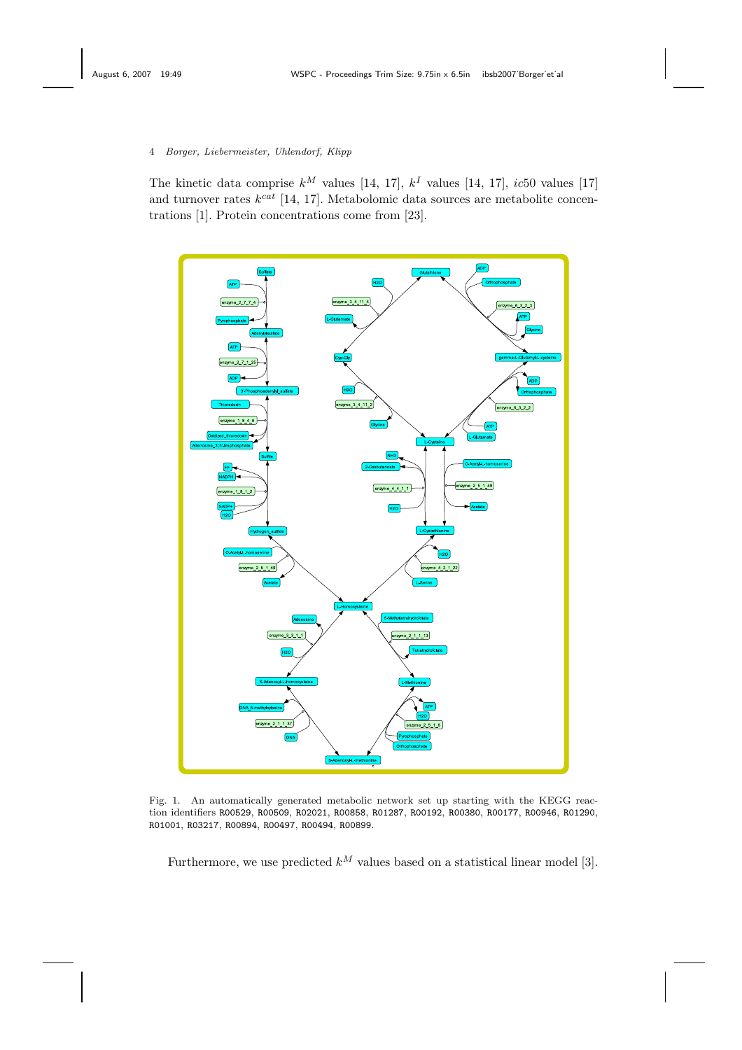The kinetic data comprise $k^M$ values [14, 17], $k^I$ values [14, 17], $ic50$ values [17] and turnover rates $k^{cat}$ [14, 17]. Metabolomic data sources are metabolite concentrations [1]. Protein concentrations come from [23].

Fig. 1. An automatically generated metabolic network set up starting with the KEGG reaction identifiers R00529, R00509, R02021, R00858, R01287, R00192, R00380, R00177, R00946, R01290, R01001, R03217, R00894, R00497, R00494, R00899.

Furthermore, we use predicted $k^M$ values based on a statistical linear model [3].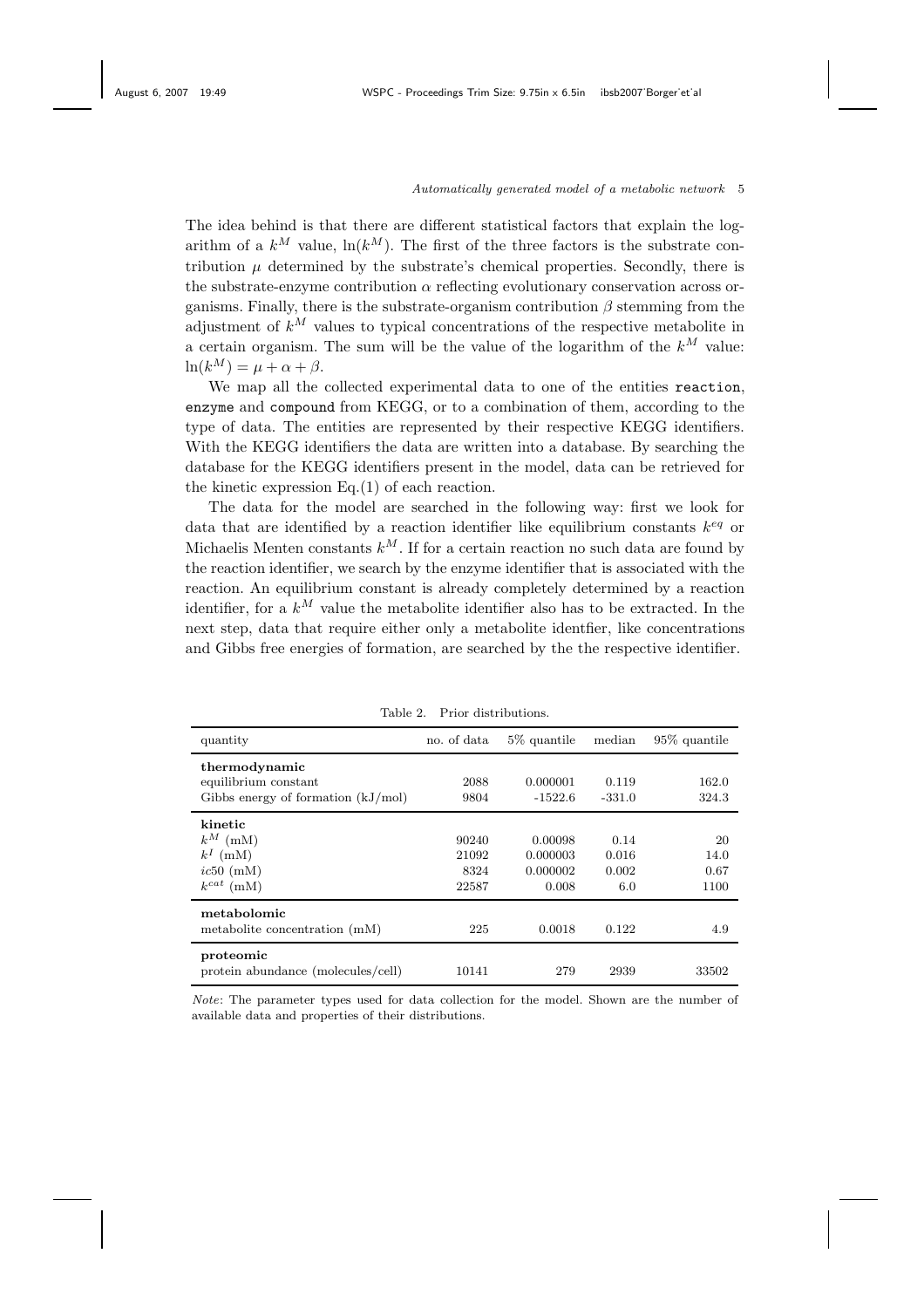The idea behind is that there are different statistical factors that explain the logarithm of a $k^M$ value, $\ln(k^M)$. The first of the three factors is the substrate contribution $\mu$ determined by the substrate's chemical properties. Secondly, there is the substrate-enzyme contribution $\alpha$ reflecting evolutionary conservation across organisms. Finally, there is the substrate-organism contribution $\beta$ stemming from the adjustment of $k^M$ values to typical concentrations of the respective metabolite in a certain organism. The sum will be the value of the logarithm of the $k^M$ value: $\ln(k^M) = \mu + \alpha + \beta$.

We map all the collected experimental data to one of the entities `reaction`, `enzyme` and `compound` from KEGG, or to a combination of them, according to the type of data. The entities are represented by their respective KEGG identifiers. With the KEGG identifiers the data are written into a database. By searching the database for the KEGG identifiers present in the model, data can be retrieved for the kinetic expression Eq.(1) of each reaction.

The data for the model are searched in the following way: first we look for data that are identified by a reaction identifier like equilibrium constants $k^{eq}$ or Michaelis Menten constants $k^M$. If for a certain reaction no such data are found by the reaction identifier, we search by the enzyme identifier that is associated with the reaction. An equilibrium constant is already completely determined by a reaction identifier, for a $k^M$ value the metabolite identifier also has to be extracted. In the next step, data that require either only a metabolite identfier, like concentrations and Gibbs free energies of formation, are searched by the the respective identifier.

Table 2. Prior distributions.

| quantity | no. of data | 5% quantile | median | 95% quantile |
|---|---|---|---|---|
| **thermodynamic** | | | | |
| equilibrium constant | 2088 | 0.000001 | 0.119 | 162.0 |
| Gibbs energy of formation (kJ/mol) | 9804 | -1522.6 | -331.0 | 324.3 |
| **kinetic** | | | | |
| $k^M$ (mM) | 90240 | 0.00098 | 0.14 | 20 |
| $k^I$ (mM) | 21092 | 0.000003 | 0.016 | 14.0 |
| $ic50$ (mM) | 8324 | 0.000002 | 0.002 | 0.67 |
| $k^{cat}$ (mM) | 22587 | 0.008 | 6.0 | 1100 |
| **metabolomic** | | | | |
| metabolite concentration (mM) | 225 | 0.0018 | 0.122 | 4.9 |
| **proteomic** | | | | |
| protein abundance (molecules/cell) | 10141 | 279 | 2939 | 33502 |

*Note*: The parameter types used for data collection for the model. Shown are the number of available data and properties of their distributions.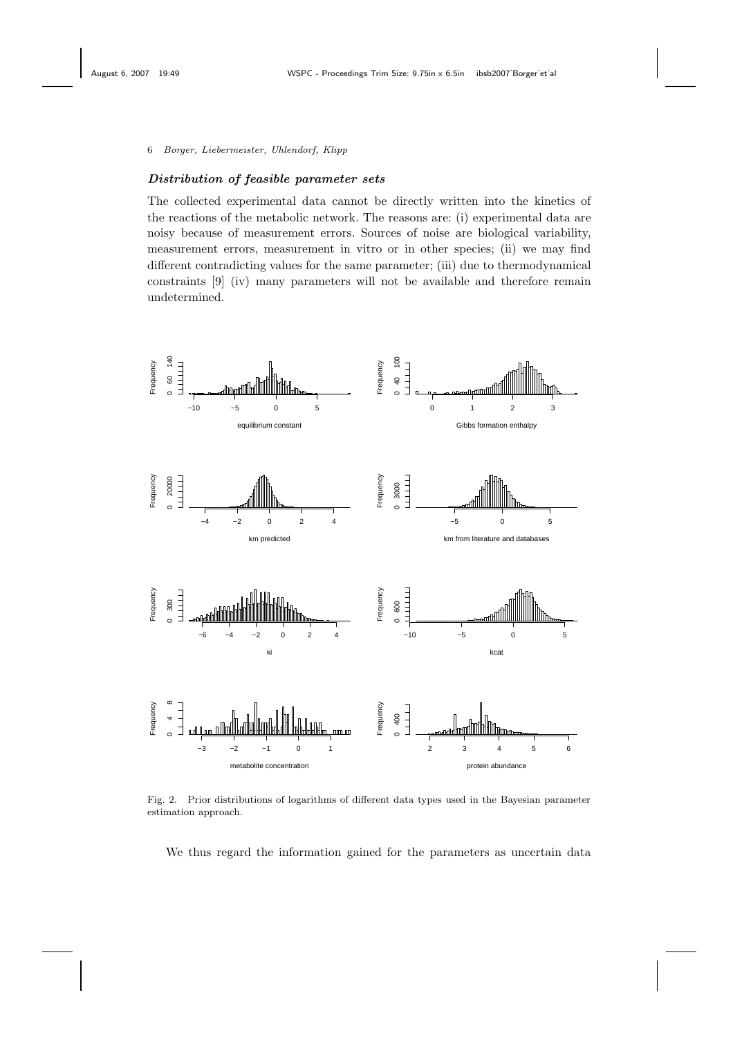### *Distribution of feasible parameter sets*

The collected experimental data cannot be directly written into the kinetics of the reactions of the metabolic network. The reasons are: (i) experimental data are noisy because of measurement errors. Sources of noise are biological variability, measurement errors, measurement in vitro or in other species; (ii) we may find different contradicting values for the same parameter; (iii) due to thermodynamical constraints [9] (iv) many parameters will not be available and therefore remain undetermined.

Fig. 2. Prior distributions of logarithms of different data types used in the Bayesian parameter estimation approach.

We thus regard the information gained for the parameters as uncertain data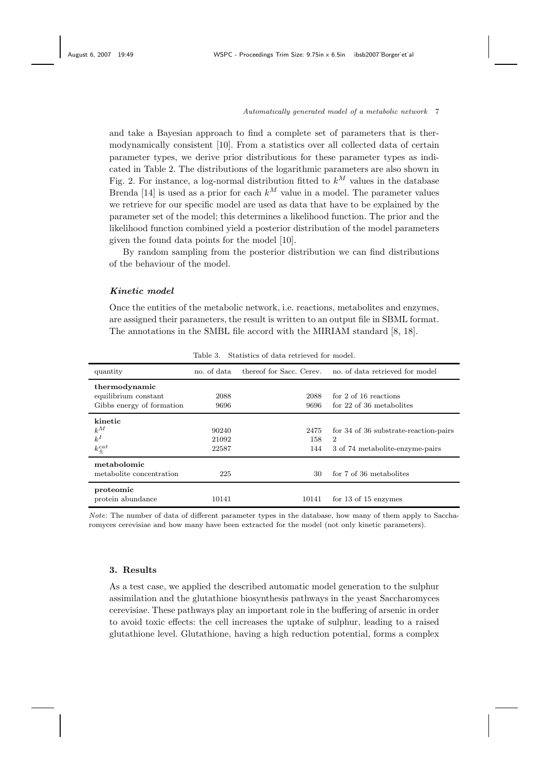and take a Bayesian approach to find a complete set of parameters that is thermodynamically consistent [10]. From a statistics over all collected data of certain parameter types, we derive prior distributions for these parameter types as indicated in Table 2. The distributions of the logarithmic parameters are also shown in Fig. 2. For instance, a log-normal distribution fitted to $k^M$ values in the database Brenda [14] is used as a prior for each $k^M$ value in a model. The parameter values we retrieve for our specific model are used as data that have to be explained by the parameter set of the model; this determines a likelihood function. The prior and the likelihood function combined yield a posterior distribution of the model parameters given the found data points for the model [10].

By random sampling from the posterior distribution we can find distributions of the behaviour of the model.

### *Kinetic model*

Once the entities of the metabolic network, i.e. reactions, metabolites and enzymes, are assigned their parameters, the result is written to an output file in SBML format. The annotations in the SMBL file accord with the MIRIAM standard [8, 18].

Table 3. Statistics of data retrieved for model.

| quantity | no. of data | thereof for Sacc. Cerev. | no. of data retrieved for model |
|---|---|---|---|
| **thermodynamic** | | | |
| equilibrium constant | 2088 | 2088 | for 2 of 16 reactions |
| Gibbs energy of formation | 9696 | 9696 | for 22 of 36 metabolites |
| **kinetic** | | | |
| $k^M$ | 90240 | 2475 | for 34 of 36 substrate-reaction-pairs |
| $k^I$ | 21092 | 158 | 2 |
| $k^{cat}_{\pm}$ | 22587 | 144 | 3 of 74 metabolite-enzyme-pairs |
| **metabolomic** | | | |
| metabolite concentration | 225 | 30 | for 7 of 36 metabolites |
| **proteomic** | | | |
| protein abundance | 10141 | 10141 | for 13 of 15 enzymes |

*Note*: The number of data of different parameter types in the database, how many of them apply to Saccharomyces cerevisiae and how many have been extracted for the model (not only kinetic parameters).

## 3. Results

As a test case, we applied the described automatic model generation to the sulphur assimilation and the glutathione biosynthesis pathways in the yeast Saccharomyces cerevisiae. These pathways play an important role in the buffering of arsenic in order to avoid toxic effects: the cell increases the uptake of sulphur, leading to a raised glutathione level. Glutathione, having a high reduction potential, forms a complex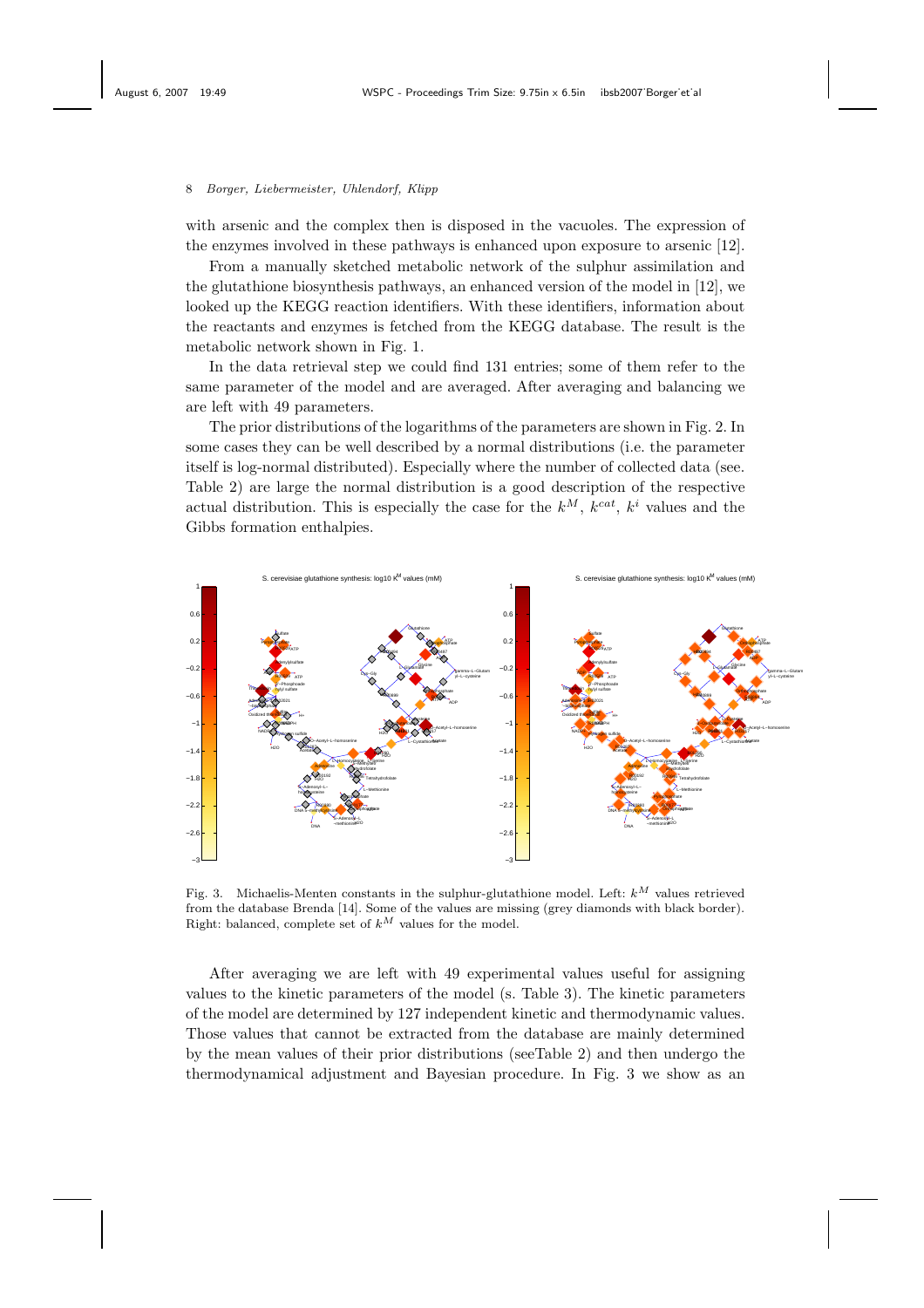with arsenic and the complex then is disposed in the vacuoles. The expression of the enzymes involved in these pathways is enhanced upon exposure to arsenic [12].

From a manually sketched metabolic network of the sulphur assimilation and the glutathione biosynthesis pathways, an enhanced version of the model in [12], we looked up the KEGG reaction identifiers. With these identifiers, information about the reactants and enzymes is fetched from the KEGG database. The result is the metabolic network shown in Fig. 1.

In the data retrieval step we could find 131 entries; some of them refer to the same parameter of the model and are averaged. After averaging and balancing we are left with 49 parameters.

The prior distributions of the logarithms of the parameters are shown in Fig. 2. In some cases they can be well described by a normal distributions (i.e. the parameter itself is log-normal distributed). Especially where the number of collected data (see. Table 2) are large the normal distribution is a good description of the respective actual distribution. This is especially the case for the $k^M$, $k^{cat}$, $k^i$ values and the Gibbs formation enthalpies.

Fig. 3. Michaelis-Menten constants in the sulphur-glutathione model. Left: $k^M$ values retrieved from the database Brenda [14]. Some of the values are missing (grey diamonds with black border). Right: balanced, complete set of $k^M$ values for the model.

After averaging we are left with 49 experimental values useful for assigning values to the kinetic parameters of the model (s. Table 3). The kinetic parameters of the model are determined by 127 independent kinetic and thermodynamic values. Those values that cannot be extracted from the database are mainly determined by the mean values of their prior distributions (seeTable 2) and then undergo the thermodynamical adjustment and Bayesian procedure. In Fig. 3 we show as an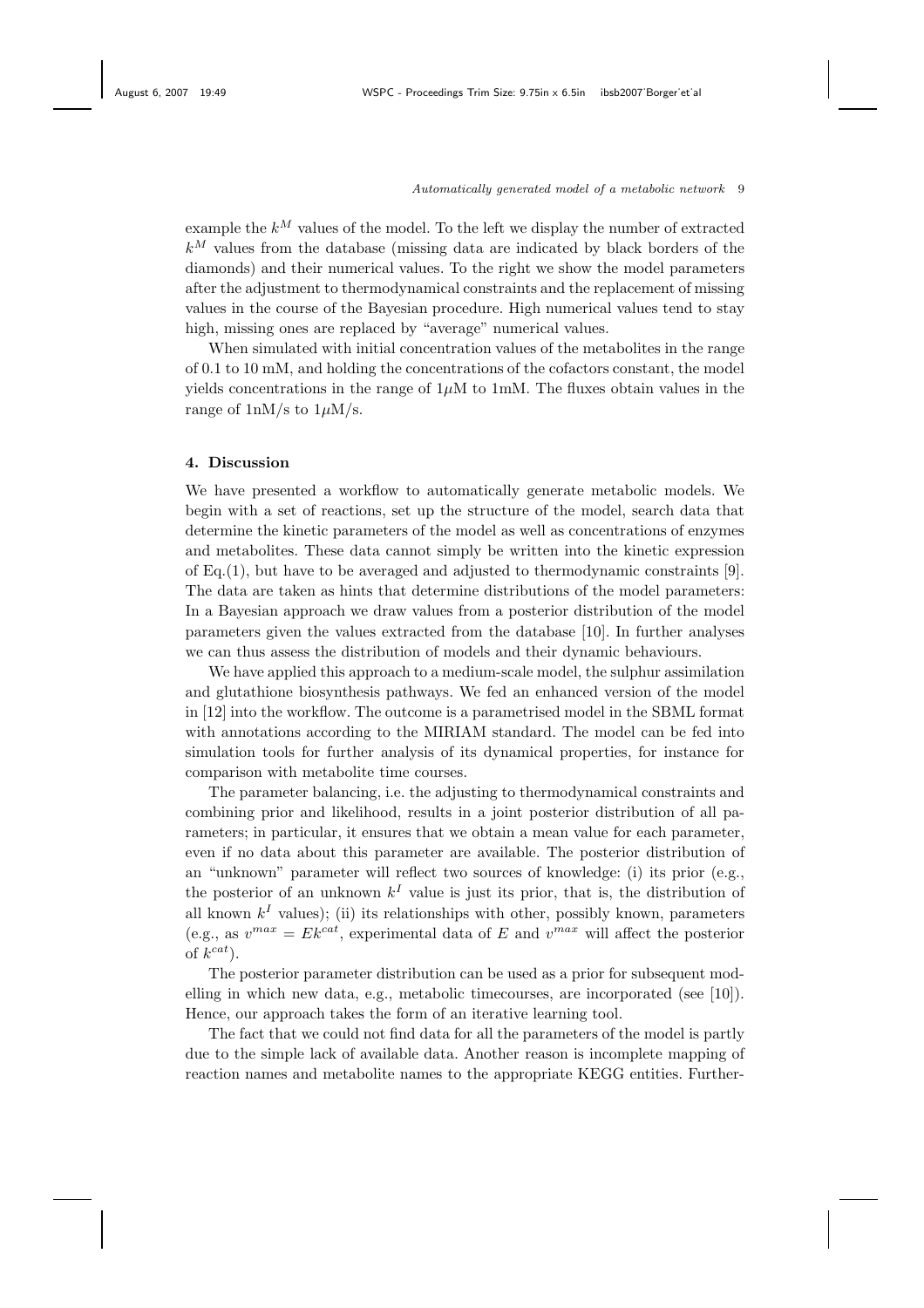example the $k^M$ values of the model. To the left we display the number of extracted $k^M$ values from the database (missing data are indicated by black borders of the diamonds) and their numerical values. To the right we show the model parameters after the adjustment to thermodynamical constraints and the replacement of missing values in the course of the Bayesian procedure. High numerical values tend to stay high, missing ones are replaced by "average" numerical values.

When simulated with initial concentration values of the metabolites in the range of 0.1 to 10 mM, and holding the concentrations of the cofactors constant, the model yields concentrations in the range of $1\mu$M to 1mM. The fluxes obtain values in the range of 1nM/s to $1\mu$M/s.

## 4. Discussion

We have presented a workflow to automatically generate metabolic models. We begin with a set of reactions, set up the structure of the model, search data that determine the kinetic parameters of the model as well as concentrations of enzymes and metabolites. These data cannot simply be written into the kinetic expression of Eq.(1), but have to be averaged and adjusted to thermodynamic constraints [9]. The data are taken as hints that determine distributions of the model parameters: In a Bayesian approach we draw values from a posterior distribution of the model parameters given the values extracted from the database [10]. In further analyses we can thus assess the distribution of models and their dynamic behaviours.

We have applied this approach to a medium-scale model, the sulphur assimilation and glutathione biosynthesis pathways. We fed an enhanced version of the model in [12] into the workflow. The outcome is a parametrised model in the SBML format with annotations according to the MIRIAM standard. The model can be fed into simulation tools for further analysis of its dynamical properties, for instance for comparison with metabolite time courses.

The parameter balancing, i.e. the adjusting to thermodynamical constraints and combining prior and likelihood, results in a joint posterior distribution of all parameters; in particular, it ensures that we obtain a mean value for each parameter, even if no data about this parameter are available. The posterior distribution of an "unknown" parameter will reflect two sources of knowledge: (i) its prior (e.g., the posterior of an unknown $k^I$ value is just its prior, that is, the distribution of all known $k^I$ values); (ii) its relationships with other, possibly known, parameters (e.g., as $v^{max} = Ek^{cat}$, experimental data of $E$ and $v^{max}$ will affect the posterior of $k^{cat}$).

The posterior parameter distribution can be used as a prior for subsequent modelling in which new data, e.g., metabolic timecourses, are incorporated (see [10]). Hence, our approach takes the form of an iterative learning tool.

The fact that we could not find data for all the parameters of the model is partly due to the simple lack of available data. Another reason is incomplete mapping of reaction names and metabolite names to the appropriate KEGG entities. Further-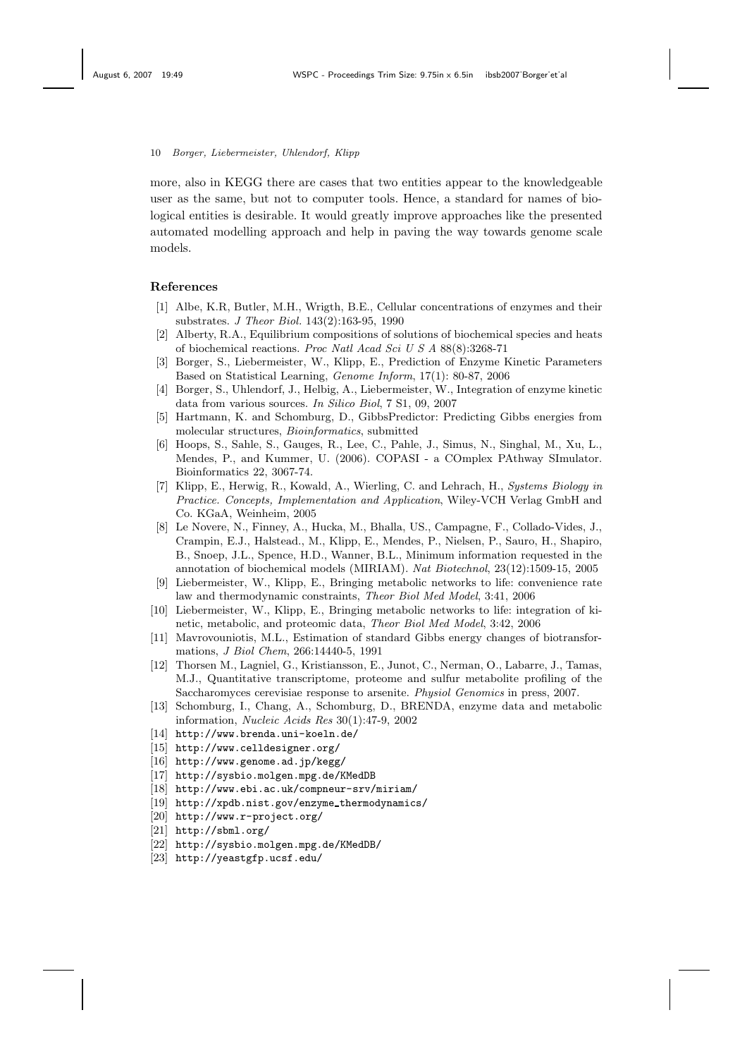more, also in KEGG there are cases that two entities appear to the knowledgeable user as the same, but not to computer tools. Hence, a standard for names of biological entities is desirable. It would greatly improve approaches like the presented automated modelling approach and help in paving the way towards genome scale models.

## References

[1] Albe, K.R, Butler, M.H., Wrigth, B.E., Cellular concentrations of enzymes and their substrates. *J Theor Biol.* 143(2):163-95, 1990

[2] Alberty, R.A., Equilibrium compositions of solutions of biochemical species and heats of biochemical reactions. *Proc Natl Acad Sci U S A* 88(8):3268-71

[3] Borger, S., Liebermeister, W., Klipp, E., Prediction of Enzyme Kinetic Parameters Based on Statistical Learning, *Genome Inform*, 17(1): 80-87, 2006

[4] Borger, S., Uhlendorf, J., Helbig, A., Liebermeister, W., Integration of enzyme kinetic data from various sources. *In Silico Biol*, 7 S1, 09, 2007

[5] Hartmann, K. and Schomburg, D., GibbsPredictor: Predicting Gibbs energies from molecular structures, *Bioinformatics*, submitted

[6] Hoops, S., Sahle, S., Gauges, R., Lee, C., Pahle, J., Simus, N., Singhal, M., Xu, L., Mendes, P., and Kummer, U. (2006). COPASI - a COmplex PAthway SImulator. Bioinformatics 22, 3067-74.

[7] Klipp, E., Herwig, R., Kowald, A., Wierling, C. and Lehrach, H., *Systems Biology in Practice. Concepts, Implementation and Application*, Wiley-VCH Verlag GmbH and Co. KGaA, Weinheim, 2005

[8] Le Novere, N., Finney, A., Hucka, M., Bhalla, US., Campagne, F., Collado-Vides, J., Crampin, E.J., Halstead., M., Klipp, E., Mendes, P., Nielsen, P., Sauro, H., Shapiro, B., Snoep, J.L., Spence, H.D., Wanner, B.L., Minimum information requested in the annotation of biochemical models (MIRIAM). *Nat Biotechnol*, 23(12):1509-15, 2005

[9] Liebermeister, W., Klipp, E., Bringing metabolic networks to life: convenience rate law and thermodynamic constraints, *Theor Biol Med Model*, 3:41, 2006

[10] Liebermeister, W., Klipp, E., Bringing metabolic networks to life: integration of kinetic, metabolic, and proteomic data, *Theor Biol Med Model*, 3:42, 2006

[11] Mavrovouniotis, M.L., Estimation of standard Gibbs energy changes of biotransformations, *J Biol Chem*, 266:14440-5, 1991

[12] Thorsen M., Lagniel, G., Kristiansson, E., Junot, C., Nerman, O., Labarre, J., Tamas, M.J., Quantitative transcriptome, proteome and sulfur metabolite profiling of the Saccharomyces cerevisiae response to arsenite. *Physiol Genomics* in press, 2007.

[13] Schomburg, I., Chang, A., Schomburg, D., BRENDA, enzyme data and metabolic information, *Nucleic Acids Res* 30(1):47-9, 2002

[14] http://www.brenda.uni-koeln.de/

[15] http://www.celldesigner.org/

[16] http://www.genome.ad.jp/kegg/

[17] http://sysbio.molgen.mpg.de/KMedDB

[18] http://www.ebi.ac.uk/compneur-srv/miriam/

[19] http://xpdb.nist.gov/enzyme_thermodynamics/

[20] http://www.r-project.org/

[21] http://sbml.org/

[22] http://sysbio.molgen.mpg.de/KMedDB/

[23] http://yeastgfp.ucsf.edu/